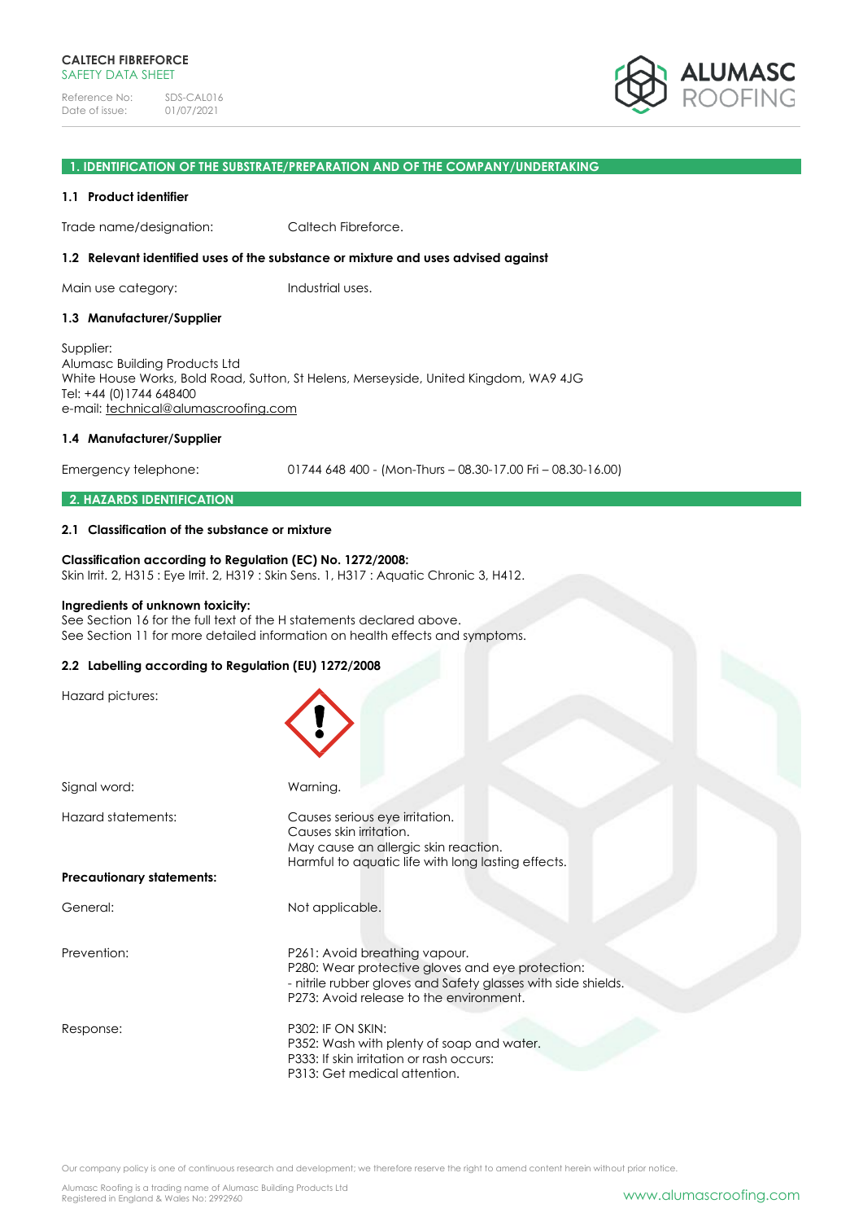**CALTECH FIBREFORCE**
SAFETY DATA SHEET

Reference No: SDS-CAL016
Date of issue: 01/07/2021

## 1. IDENTIFICATION OF THE SUBSTRATE/PREPARATION AND OF THE COMPANY/UNDERTAKING

### 1.1 Product identifier

Trade name/designation: Caltech Fibreforce.

### 1.2 Relevant identified uses of the substance or mixture and uses advised against

Main use category: Industrial uses.

### 1.3 Manufacturer/Supplier

Supplier:
Alumasc Building Products Ltd
White House Works, Bold Road, Sutton, St Helens, Merseyside, United Kingdom, WA9 4JG
Tel: +44 (0)1744 648400
e-mail: technical@alumascroofing.com

### 1.4 Manufacturer/Supplier

Emergency telephone: 01744 648 400 - (Mon-Thurs – 08.30-17.00 Fri – 08.30-16.00)

## 2. HAZARDS IDENTIFICATION

### 2.1 Classification of the substance or mixture

**Classification according to Regulation (EC) No. 1272/2008:**
Skin Irrit. 2, H315 : Eye Irrit. 2, H319 : Skin Sens. 1, H317 : Aquatic Chronic 3, H412.

**Ingredients of unknown toxicity:**
See Section 16 for the full text of the H statements declared above.
See Section 11 for more detailed information on health effects and symptoms.

### 2.2 Labelling according to Regulation (EU) 1272/2008

Hazard pictures:

Signal word: Warning.

Hazard statements:
Causes serious eye irritation.
Causes skin irritation.
May cause an allergic skin reaction.
Harmful to aquatic life with long lasting effects.

**Precautionary statements:**

General: Not applicable.

Prevention:
P261: Avoid breathing vapour.
P280: Wear protective gloves and eye protection:
- nitrile rubber gloves and Safety glasses with side shields.
P273: Avoid release to the environment.

Response:
P302: IF ON SKIN:
P352: Wash with plenty of soap and water.
P333: If skin irritation or rash occurs:
P313: Get medical attention.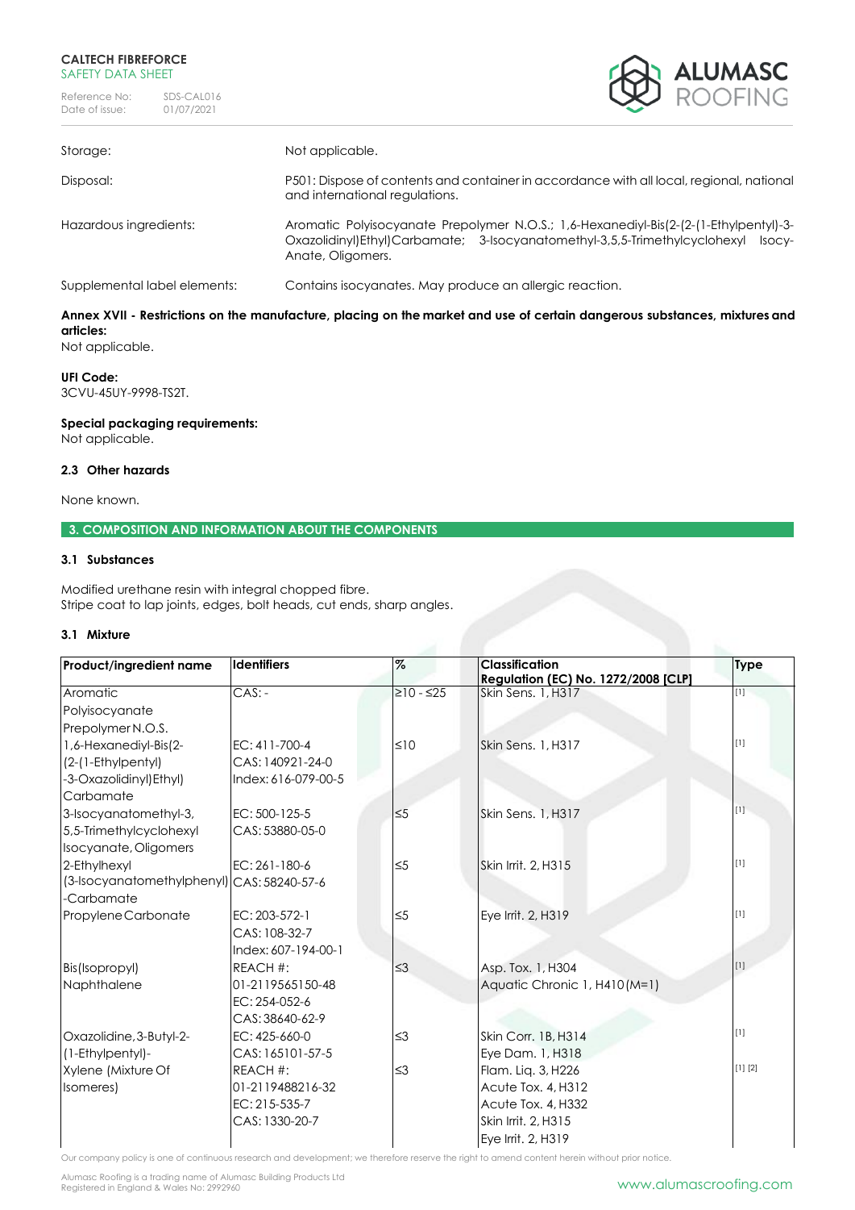| | |
|---|---|
| Storage: | Not applicable. |
| Disposal: | P501: Dispose of contents and container in accordance with all local, regional, national and international regulations. |
| Hazardous ingredients: | Aromatic Polyisocyanate Prepolymer N.O.S.; 1,6-Hexanediyl-Bis(2-(2-(1-Ethylpentyl)-3-Oxazolidinyl)Ethyl)Carbamate; 3-Isocyanatomethyl-3,5,5-Trimethylcyclohexyl Isocy-Anate, Oligomers. |
| Supplemental label elements: | Contains isocyanates. May produce an allergic reaction. |

**Annex XVII - Restrictions on the manufacture, placing on the market and use of certain dangerous substances, mixtures and articles:**
Not applicable.

**UFI Code:**
3CVU-45UY-9998-TS2T.

**Special packaging requirements:**
Not applicable.

### 2.3 Other hazards

None known.

## 3. COMPOSITION AND INFORMATION ABOUT THE COMPONENTS

### 3.1 Substances

Modified urethane resin with integral chopped fibre.
Stripe coat to lap joints, edges, bolt heads, cut ends, sharp angles.

### 3.1 Mixture

| Product/ingredient name | Identifiers | % | Classification Regulation (EC) No. 1272/2008 [CLP] | Type |
|---|---|---|---|---|
| Aromatic Polyisocyanate Prepolymer N.O.S. | CAS: - | ≥10 - ≤25 | Skin Sens. 1, H317 | [1] |
| 1,6-Hexanediyl-Bis(2-(2-(1-Ethylpentyl)-3-Oxazolidinyl)Ethyl) Carbamate | EC: 411-700-4<br>CAS: 140921-24-0<br>Index: 616-079-00-5 | ≤10 | Skin Sens. 1, H317 | [1] |
| 3-Isocyanatomethyl-3,5,5-Trimethylcyclohexyl Isocyanate, Oligomers | EC: 500-125-5<br>CAS: 53880-05-0 | ≤5 | Skin Sens. 1, H317 | [1] |
| 2-Ethylhexyl (3-Isocyanatomethylphenyl)-Carbamate | EC: 261-180-6<br>CAS: 58240-57-6 | ≤5 | Skin Irrit. 2, H315 | [1] |
| Propylene Carbonate | EC: 203-572-1<br>CAS: 108-32-7<br>Index: 607-194-00-1 | ≤5 | Eye Irrit. 2, H319 | [1] |
| Bis(Isopropyl) Naphthalene | REACH #: 01-2119565150-48<br>EC: 254-052-6<br>CAS: 38640-62-9 | ≤3 | Asp. Tox. 1, H304<br>Aquatic Chronic 1, H410 (M=1) | [1] |
| Oxazolidine, 3-Butyl-2-(1-Ethylpentyl)- | EC: 425-660-0<br>CAS: 165101-57-5 | ≤3 | Skin Corr. 1B, H314<br>Eye Dam. 1, H318 | [1] |
| Xylene (Mixture Of Isomeres) | REACH #: 01-2119488216-32<br>EC: 215-535-7<br>CAS: 1330-20-7 | ≤3 | Flam. Liq. 3, H226<br>Acute Tox. 4, H312<br>Acute Tox. 4, H332<br>Skin Irrit. 2, H315<br>Eye Irrit. 2, H319 | [1] [2] |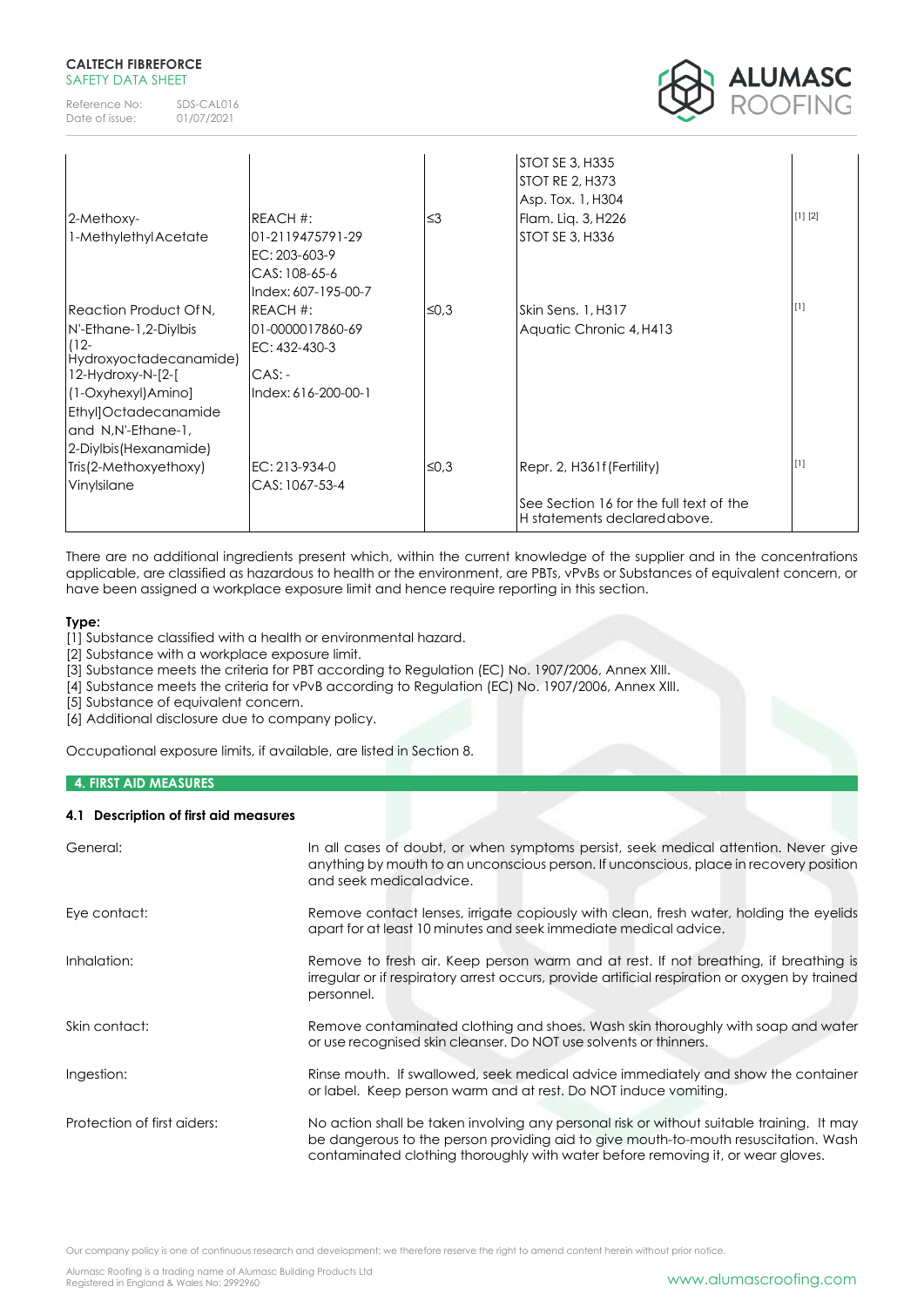| | | | | |
|---|---|---|---|---|
| | | | STOT SE 3, H335<br>STOT RE 2, H373<br>Asp. Tox. 1, H304 | |
| 2-Methoxy-1-MethylethylAcetate | REACH #:<br>01-2119475791-29<br>EC: 203-603-9<br>CAS: 108-65-6<br>Index: 607-195-00-7 | ≤3 | Flam. Liq. 3, H226<br>STOT SE 3, H336 | [1] [2] |
| Reaction Product Of N, N'-Ethane-1,2-Diylbis (12-Hydroxyoctadecanamide) 12-Hydroxy-N-[2-[(1-Oxyhexyl)Amino] Ethyl]Octadecanamide and N,N'-Ethane-1, 2-Diylbis(Hexanamide) | REACH #:<br>01-0000017860-69<br>EC: 432-430-3<br>CAS: -<br>Index: 616-200-00-1 | ≤0,3 | Skin Sens. 1, H317<br>Aquatic Chronic 4, H413 | [1] |
| Tris(2-Methoxyethoxy) Vinylsilane | EC: 213-934-0<br>CAS: 1067-53-4 | ≤0,3 | Repr. 2, H361f (Fertility)<br><br>See Section 16 for the full text of the H statements declared above. | [1] |

There are no additional ingredients present which, within the current knowledge of the supplier and in the concentrations applicable, are classified as hazardous to health or the environment, are PBTs, vPvBs or Substances of equivalent concern, or have been assigned a workplace exposure limit and hence require reporting in this section.

**Type:**

[1] Substance classified with a health or environmental hazard.
[2] Substance with a workplace exposure limit.
[3] Substance meets the criteria for PBT according to Regulation (EC) No. 1907/2006, Annex XIII.
[4] Substance meets the criteria for vPvB according to Regulation (EC) No. 1907/2006, Annex XIII.
[5] Substance of equivalent concern.
[6] Additional disclosure due to company policy.

Occupational exposure limits, if available, are listed in Section 8.

## 4. FIRST AID MEASURES

### 4.1 Description of first aid measures

| | |
|---|---|
| General: | In all cases of doubt, or when symptoms persist, seek medical attention. Never give anything by mouth to an unconscious person. If unconscious, place in recovery position and seek medicaladvice. |
| Eye contact: | Remove contact lenses, irrigate copiously with clean, fresh water, holding the eyelids apart for at least 10 minutes and seek immediate medical advice. |
| Inhalation: | Remove to fresh air. Keep person warm and at rest. If not breathing, if breathing is irregular or if respiratory arrest occurs, provide artificial respiration or oxygen by trained personnel. |
| Skin contact: | Remove contaminated clothing and shoes. Wash skin thoroughly with soap and water or use recognised skin cleanser. Do NOT use solvents or thinners. |
| Ingestion: | Rinse mouth. If swallowed, seek medical advice immediately and show the container or label. Keep person warm and at rest. Do NOT induce vomiting. |
| Protection of first aiders: | No action shall be taken involving any personal risk or without suitable training. It may be dangerous to the person providing aid to give mouth-to-mouth resuscitation. Wash contaminated clothing thoroughly with water before removing it, or wear gloves. |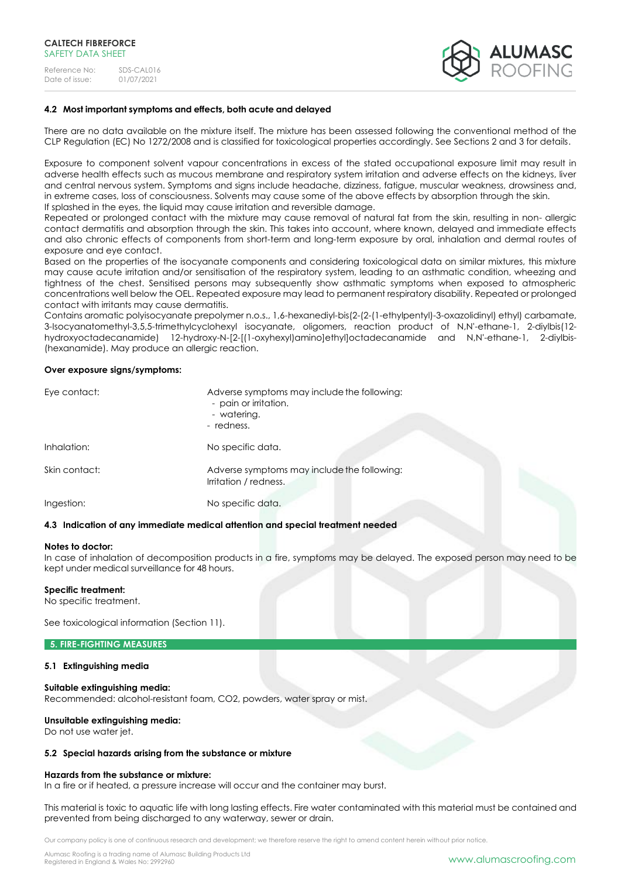### 4.2 Most important symptoms and effects, both acute and delayed

There are no data available on the mixture itself. The mixture has been assessed following the conventional method of the CLP Regulation (EC) No 1272/2008 and is classified for toxicological properties accordingly. See Sections 2 and 3 for details.

Exposure to component solvent vapour concentrations in excess of the stated occupational exposure limit may result in adverse health effects such as mucous membrane and respiratory system irritation and adverse effects on the kidneys, liver and central nervous system. Symptoms and signs include headache, dizziness, fatigue, muscular weakness, drowsiness and, in extreme cases, loss of consciousness. Solvents may cause some of the above effects by absorption through the skin.
If splashed in the eyes, the liquid may cause irritation and reversible damage.
Repeated or prolonged contact with the mixture may cause removal of natural fat from the skin, resulting in non- allergic contact dermatitis and absorption through the skin. This takes into account, where known, delayed and immediate effects and also chronic effects of components from short-term and long-term exposure by oral, inhalation and dermal routes of exposure and eye contact.
Based on the properties of the isocyanate components and considering toxicological data on similar mixtures, this mixture may cause acute irritation and/or sensitisation of the respiratory system, leading to an asthmatic condition, wheezing and tightness of the chest. Sensitised persons may subsequently show asthmatic symptoms when exposed to atmospheric concentrations well below the OEL. Repeated exposure may lead to permanent respiratory disability. Repeated or prolonged contact with irritants may cause dermatitis.
Contains aromatic polyisocyanate prepolymer n.o.s., 1,6-hexanediyl-bis(2-(2-(1-ethylpentyl)-3-oxazolidinyl) ethyl) carbamate, 3-Isocyanatomethyl-3,5,5-trimethylcyclohexyl isocyanate, oligomers, reaction product of N,N'-ethane-1, 2-diylbis(12-hydroxyoctadecanamide) 12-hydroxy-N-[2-[(1-oxyhexyl)amino]ethyl]octadecanamide and N,N'-ethane-1, 2-diylbis-(hexanamide). May produce an allergic reaction.

**Over exposure signs/symptoms:**

| | |
|---|---|
| Eye contact: | Adverse symptoms may include the following:<br>- pain or irritation.<br>- watering.<br>- redness. |
| Inhalation: | No specific data. |
| Skin contact: | Adverse symptoms may include the following:<br>Irritation / redness. |
| Ingestion: | No specific data. |

### 4.3 Indication of any immediate medical attention and special treatment needed

**Notes to doctor:**
In case of inhalation of decomposition products in a fire, symptoms may be delayed. The exposed person may need to be kept under medical surveillance for 48 hours.

**Specific treatment:**
No specific treatment.

See toxicological information (Section 11).

## 5. FIRE-FIGHTING MEASURES

### 5.1 Extinguishing media

**Suitable extinguishing media:**
Recommended: alcohol-resistant foam, CO2, powders, water spray or mist.

**Unsuitable extinguishing media:**
Do not use water jet.

### 5.2 Special hazards arising from the substance or mixture

**Hazards from the substance or mixture:**
In a fire or if heated, a pressure increase will occur and the container may burst.

This material is toxic to aquatic life with long lasting effects. Fire water contaminated with this material must be contained and prevented from being discharged to any waterway, sewer or drain.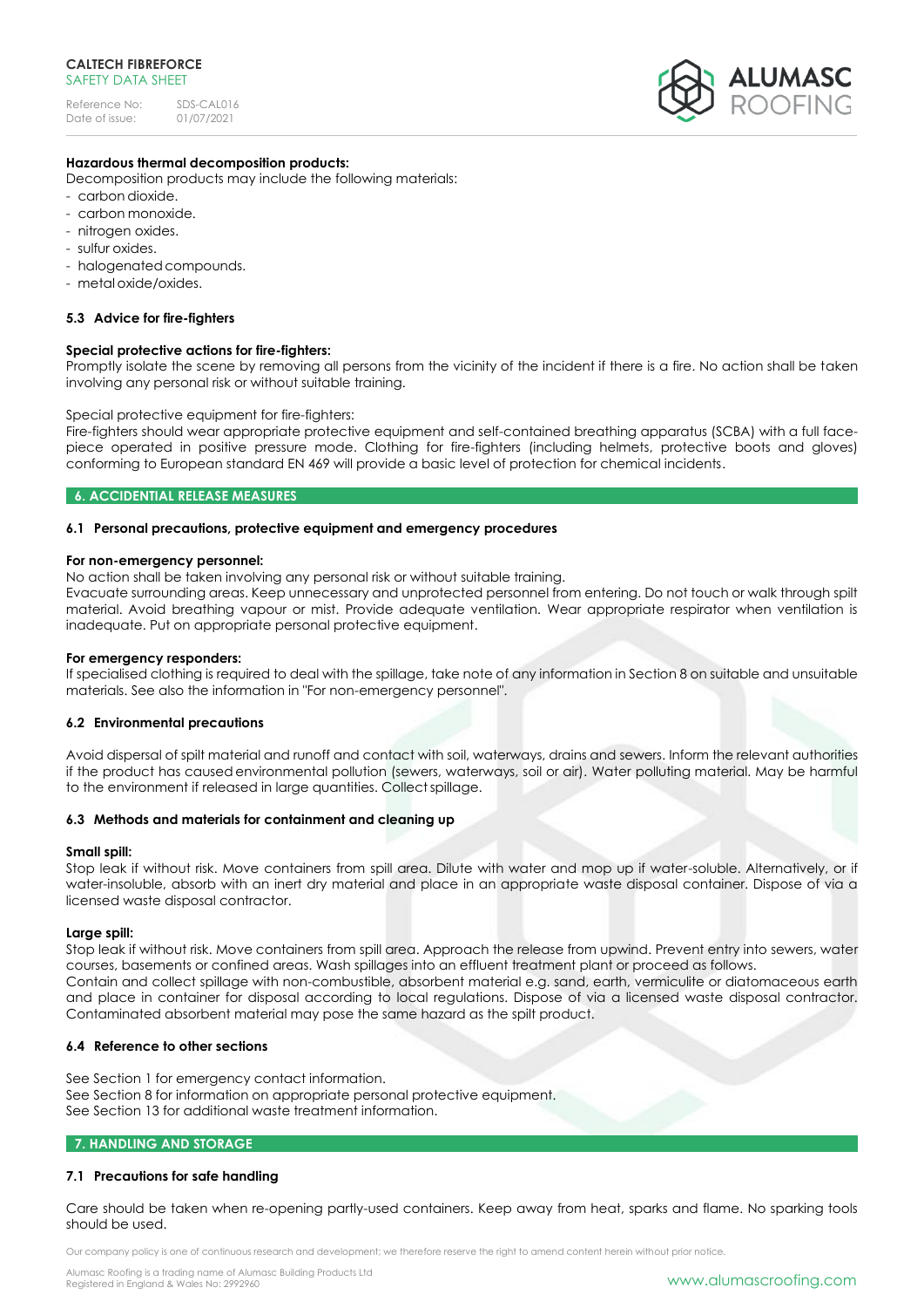**Hazardous thermal decomposition products:**

Decomposition products may include the following materials:

- carbon dioxide.
- carbon monoxide.
- nitrogen oxides.
- sulfur oxides.
- halogenated compounds.
- metal oxide/oxides.

### 5.3 Advice for fire-fighters

**Special protective actions for fire-fighters:**

Promptly isolate the scene by removing all persons from the vicinity of the incident if there is a fire. No action shall be taken involving any personal risk or without suitable training.

Special protective equipment for fire-fighters:

Fire-fighters should wear appropriate protective equipment and self-contained breathing apparatus (SCBA) with a full face-piece operated in positive pressure mode. Clothing for fire-fighters (including helmets, protective boots and gloves) conforming to European standard EN 469 will provide a basic level of protection for chemical incidents.

## 6. ACCIDENTAL RELEASE MEASURES

### 6.1 Personal precautions, protective equipment and emergency procedures

**For non-emergency personnel:**

No action shall be taken involving any personal risk or without suitable training.

Evacuate surrounding areas. Keep unnecessary and unprotected personnel from entering. Do not touch or walk through spilt material. Avoid breathing vapour or mist. Provide adequate ventilation. Wear appropriate respirator when ventilation is inadequate. Put on appropriate personal protective equipment.

**For emergency responders:**

If specialised clothing is required to deal with the spillage, take note of any information in Section 8 on suitable and unsuitable materials. See also the information in "For non-emergency personnel".

### 6.2 Environmental precautions

Avoid dispersal of spilt material and runoff and contact with soil, waterways, drains and sewers. Inform the relevant authorities if the product has caused environmental pollution (sewers, waterways, soil or air). Water polluting material. May be harmful to the environment if released in large quantities. Collect spillage.

### 6.3 Methods and materials for containment and cleaning up

**Small spill:**

Stop leak if without risk. Move containers from spill area. Dilute with water and mop up if water-soluble. Alternatively, or if water-insoluble, absorb with an inert dry material and place in an appropriate waste disposal container. Dispose of via a licensed waste disposal contractor.

**Large spill:**

Stop leak if without risk. Move containers from spill area. Approach the release from upwind. Prevent entry into sewers, water courses, basements or confined areas. Wash spillages into an effluent treatment plant or proceed as follows.

Contain and collect spillage with non-combustible, absorbent material e.g. sand, earth, vermiculite or diatomaceous earth and place in container for disposal according to local regulations. Dispose of via a licensed waste disposal contractor. Contaminated absorbent material may pose the same hazard as the spilt product.

### 6.4 Reference to other sections

See Section 1 for emergency contact information.
See Section 8 for information on appropriate personal protective equipment.
See Section 13 for additional waste treatment information.

## 7. HANDLING AND STORAGE

### 7.1 Precautions for safe handling

Care should be taken when re-opening partly-used containers. Keep away from heat, sparks and flame. No sparking tools should be used.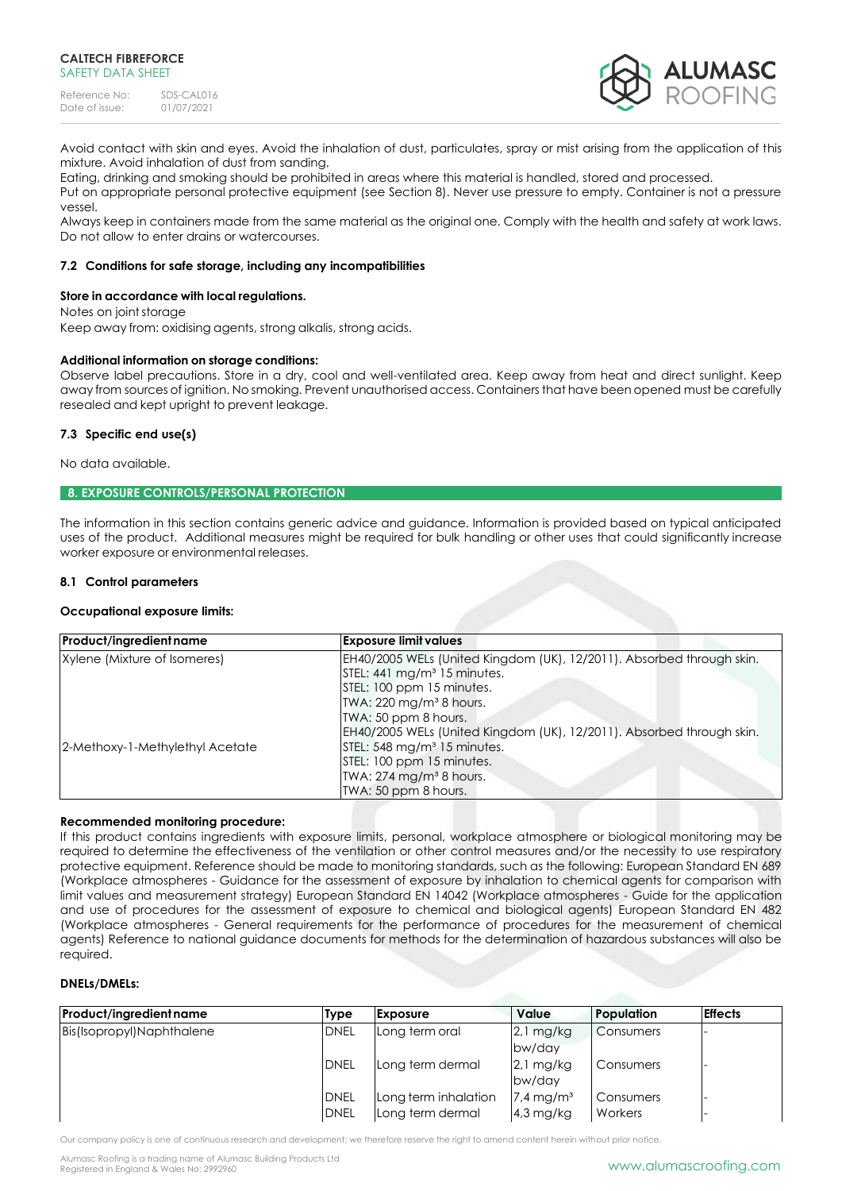Avoid contact with skin and eyes. Avoid the inhalation of dust, particulates, spray or mist arising from the application of this mixture. Avoid inhalation of dust from sanding.

Eating, drinking and smoking should be prohibited in areas where this material is handled, stored and processed.

Put on appropriate personal protective equipment (see Section 8). Never use pressure to empty. Container is not a pressure vessel.

Always keep in containers made from the same material as the original one. Comply with the health and safety at work laws. Do not allow to enter drains or watercourses.

### 7.2 Conditions for safe storage, including any incompatibilities

**Store in accordance with local regulations.**

Notes on joint storage

Keep away from: oxidising agents, strong alkalis, strong acids.

**Additional information on storage conditions:**

Observe label precautions. Store in a dry, cool and well-ventilated area. Keep away from heat and direct sunlight. Keep away from sources of ignition. No smoking. Prevent unauthorised access. Containers that have been opened must be carefully resealed and kept upright to prevent leakage.

### 7.3 Specific end use(s)

No data available.

## 8. EXPOSURE CONTROLS/PERSONAL PROTECTION

The information in this section contains generic advice and guidance. Information is provided based on typical anticipated uses of the product. Additional measures might be required for bulk handling or other uses that could significantly increase worker exposure or environmental releases.

### 8.1 Control parameters

**Occupational exposure limits:**

| Product/ingredient name | Exposure limit values |
|---|---|
| Xylene (Mixture of Isomeres) | EH40/2005 WELs (United Kingdom (UK), 12/2011). Absorbed through skin.<br>STEL: 441 mg/m³ 15 minutes.<br>STEL: 100 ppm 15 minutes.<br>TWA: 220 mg/m³ 8 hours.<br>TWA: 50 ppm 8 hours. |
| 2-Methoxy-1-Methylethyl Acetate | EH40/2005 WELs (United Kingdom (UK), 12/2011). Absorbed through skin.<br>STEL: 548 mg/m³ 15 minutes.<br>STEL: 100 ppm 15 minutes.<br>TWA: 274 mg/m³ 8 hours.<br>TWA: 50 ppm 8 hours. |

**Recommended monitoring procedure:**

If this product contains ingredients with exposure limits, personal, workplace atmosphere or biological monitoring may be required to determine the effectiveness of the ventilation or other control measures and/or the necessity to use respiratory protective equipment. Reference should be made to monitoring standards, such as the following: European Standard EN 689 (Workplace atmospheres - Guidance for the assessment of exposure by inhalation to chemical agents for comparison with limit values and measurement strategy) European Standard EN 14042 (Workplace atmospheres - Guide for the application and use of procedures for the assessment of exposure to chemical and biological agents) European Standard EN 482 (Workplace atmospheres - General requirements for the performance of procedures for the measurement of chemical agents) Reference to national guidance documents for methods for the determination of hazardous substances will also be required.

**DNELs/DMELs:**

| Product/ingredient name | Type | Exposure | Value | Population | Effects |
|---|---|---|---|---|---|
| Bis(Isopropyl)Naphthalene | DNEL | Long term oral | 2,1 mg/kg bw/day | Consumers | - |
| | DNEL | Long term dermal | 2,1 mg/kg bw/day | Consumers | - |
| | DNEL | Long term inhalation | 7,4 mg/m³ | Consumers | - |
| | DNEL | Long term dermal | 4,3 mg/kg | Workers | - |

Our company policy is one of continuous research and development; we therefore reserve the right to amend content herein without prior notice.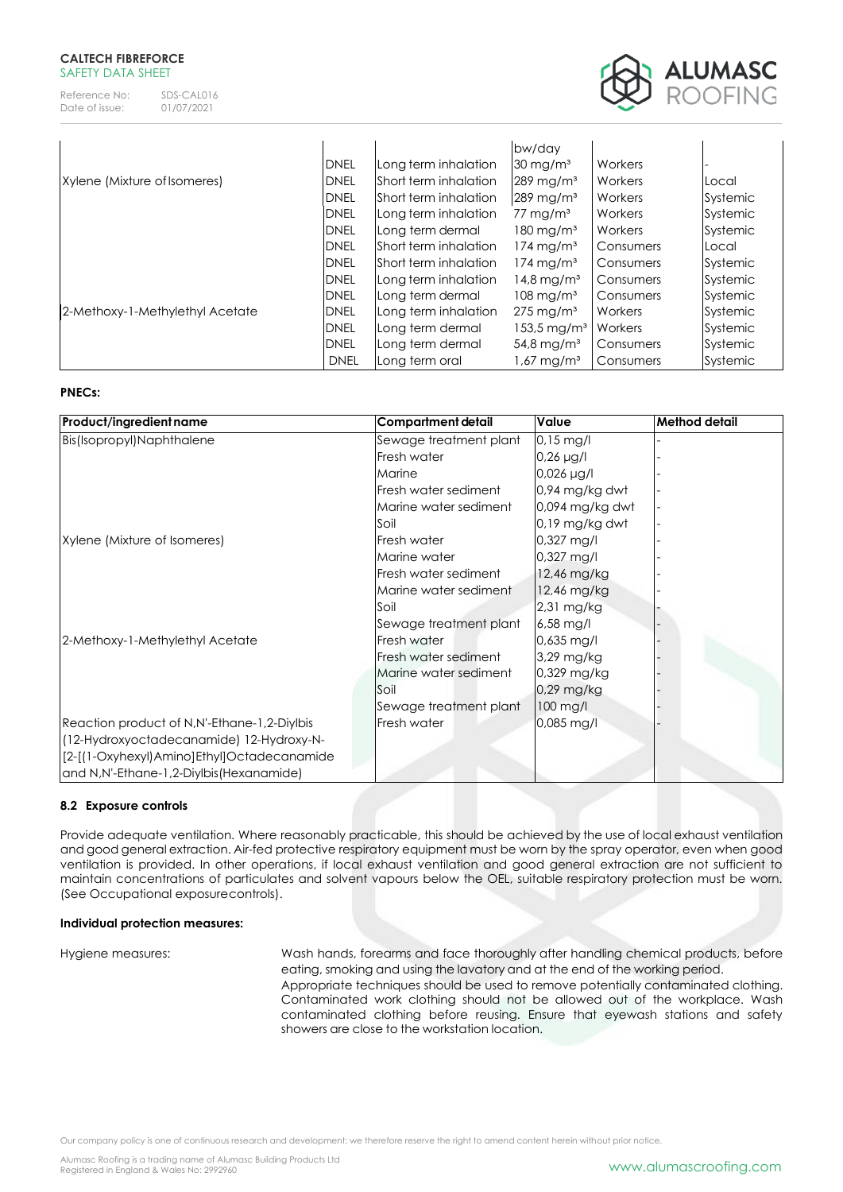| | | | | | |
|---|---|---|---|---|---|
| | | | bw/day | | |
| | DNEL | Long term inhalation | 30 mg/m³ | Workers | - |
| Xylene (Mixture of Isomeres) | DNEL | Short term inhalation | 289 mg/m³ | Workers | Local |
| | DNEL | Short term inhalation | 289 mg/m³ | Workers | Systemic |
| | DNEL | Long term inhalation | 77 mg/m³ | Workers | Systemic |
| | DNEL | Long term dermal | 180 mg/m³ | Workers | Systemic |
| | DNEL | Short term inhalation | 174 mg/m³ | Consumers | Local |
| | DNEL | Short term inhalation | 174 mg/m³ | Consumers | Systemic |
| | DNEL | Long term inhalation | 14,8 mg/m³ | Consumers | Systemic |
| | DNEL | Long term dermal | 108 mg/m³ | Consumers | Systemic |
| 2-Methoxy-1-Methylethyl Acetate | DNEL | Long term inhalation | 275 mg/m³ | Workers | Systemic |
| | DNEL | Long term dermal | 153,5 mg/m³ | Workers | Systemic |
| | DNEL | Long term dermal | 54,8 mg/m³ | Consumers | Systemic |
| | DNEL | Long term oral | 1,67 mg/m³ | Consumers | Systemic |

**PNECs:**

| Product/ingredient name | Compartment detail | Value | Method detail |
|---|---|---|---|
| Bis(Isopropyl)Naphthalene | Sewage treatment plant | 0,15 mg/l | - |
| | Fresh water | 0,26 µg/l | - |
| | Marine | 0,026 µg/l | - |
| | Fresh water sediment | 0,94 mg/kg dwt | - |
| | Marine water sediment | 0,094 mg/kg dwt | - |
| | Soil | 0,19 mg/kg dwt | - |
| Xylene (Mixture of Isomeres) | Fresh water | 0,327 mg/l | - |
| | Marine water | 0,327 mg/l | - |
| | Fresh water sediment | 12,46 mg/kg | - |
| | Marine water sediment | 12,46 mg/kg | - |
| | Soil | 2,31 mg/kg | - |
| | Sewage treatment plant | 6,58 mg/l | - |
| 2-Methoxy-1-Methylethyl Acetate | Fresh water | 0,635 mg/l | - |
| | Fresh water sediment | 3,29 mg/kg | - |
| | Marine water sediment | 0,329 mg/kg | - |
| | Soil | 0,29 mg/kg | - |
| | Sewage treatment plant | 100 mg/l | - |
| Reaction product of N,N'-Ethane-1,2-Diylbis (12-Hydroxyoctadecanamide) 12-Hydroxy-N-[2-[(1-Oxyhexyl)Amino]Ethyl]Octadecanamide and N,N'-Ethane-1,2-Diylbis(Hexanamide) | Fresh water | 0,085 mg/l | - |

### 8.2 Exposure controls

Provide adequate ventilation. Where reasonably practicable, this should be achieved by the use of local exhaust ventilation and good general extraction. Air-fed protective respiratory equipment must be worn by the spray operator, even when good ventilation is provided. In other operations, if local exhaust ventilation and good general extraction are not sufficient to maintain concentrations of particulates and solvent vapours below the OEL, suitable respiratory protection must be worn. (See Occupational exposurecontrols).

**Individual protection measures:**

Hygiene measures: Wash hands, forearms and face thoroughly after handling chemical products, before eating, smoking and using the lavatory and at the end of the working period. Appropriate techniques should be used to remove potentially contaminated clothing. Contaminated work clothing should not be allowed out of the workplace. Wash contaminated clothing before reusing. Ensure that eyewash stations and safety showers are close to the workstation location.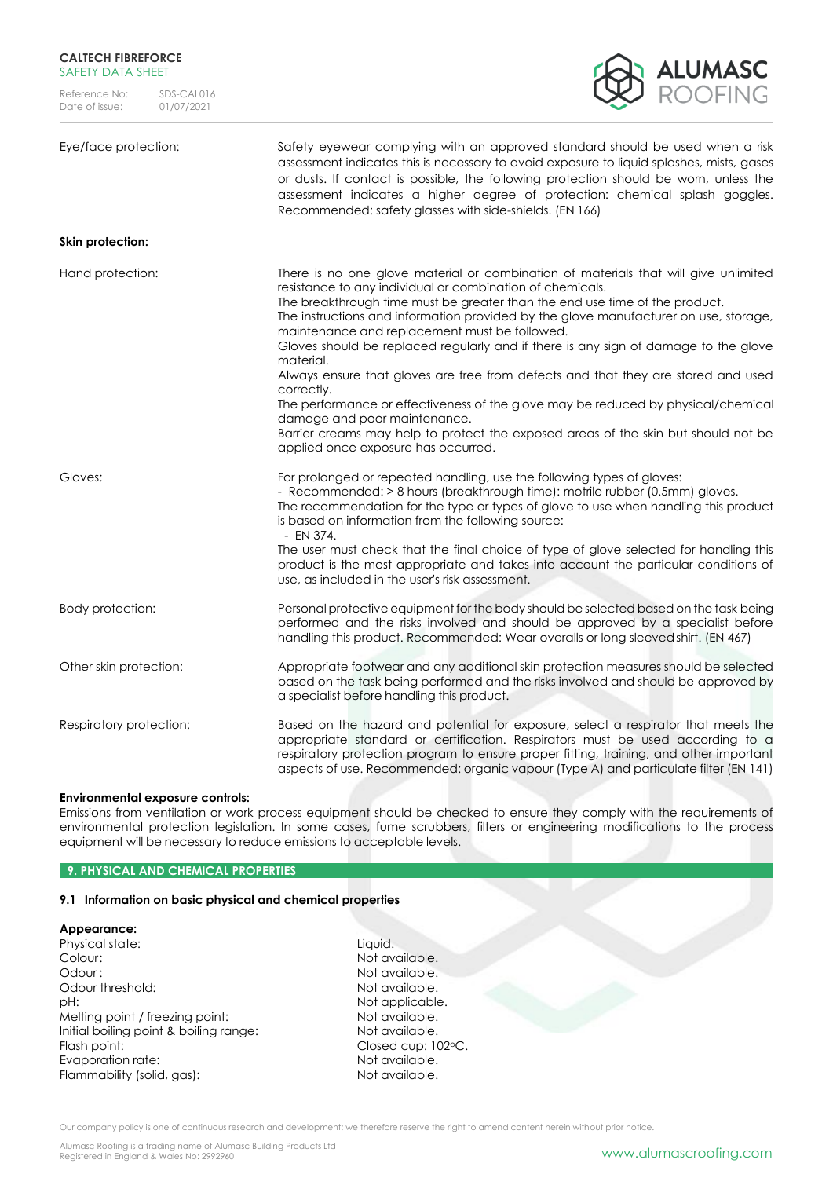| | |
|---|---|
| Eye/face protection: | Safety eyewear complying with an approved standard should be used when a risk assessment indicates this is necessary to avoid exposure to liquid splashes, mists, gases or dusts. If contact is possible, the following protection should be worn, unless the assessment indicates a higher degree of protection: chemical splash goggles. Recommended: safety glasses with side-shields. (EN 166) |

**Skin protection:**

| | |
|---|---|
| Hand protection: | There is no one glove material or combination of materials that will give unlimited resistance to any individual or combination of chemicals. The breakthrough time must be greater than the end use time of the product. The instructions and information provided by the glove manufacturer on use, storage, maintenance and replacement must be followed. Gloves should be replaced regularly and if there is any sign of damage to the glove material. Always ensure that gloves are free from defects and that they are stored and used correctly. The performance or effectiveness of the glove may be reduced by physical/chemical damage and poor maintenance. Barrier creams may help to protect the exposed areas of the skin but should not be applied once exposure has occurred. |
| Gloves: | For prolonged or repeated handling, use the following types of gloves: - Recommended: > 8 hours (breakthrough time): notrile rubber (0.5mm) gloves. The recommendation for the type or types of glove to use when handling this product is based on information from the following source: - EN 374. The user must check that the final choice of type of glove selected for handling this product is the most appropriate and takes into account the particular conditions of use, as included in the user's risk assessment. |
| Body protection: | Personal protective equipment for the body should be selected based on the task being performed and the risks involved and should be approved by a specialist before handling this product. Recommended: Wear overalls or long sleeved shirt. (EN 467) |
| Other skin protection: | Appropriate footwear and any additional skin protection measures should be selected based on the task being performed and the risks involved and should be approved by a specialist before handling this product. |
| Respiratory protection: | Based on the hazard and potential for exposure, select a respirator that meets the appropriate standard or certification. Respirators must be used according to a respiratory protection program to ensure proper fitting, training, and other important aspects of use. Recommended: organic vapour (Type A) and particulate filter (EN 141) |

**Environmental exposure controls:**
Emissions from ventilation or work process equipment should be checked to ensure they comply with the requirements of environmental protection legislation. In some cases, fume scrubbers, filters or engineering modifications to the process equipment will be necessary to reduce emissions to acceptable levels.

## 9. PHYSICAL AND CHEMICAL PROPERTIES

### 9.1 Information on basic physical and chemical properties

**Appearance:**

| | |
|---|---|
| Physical state: | Liquid. |
| Colour: | Not available. |
| Odour : | Not available. |
| Odour threshold: | Not available. |
| pH: | Not applicable. |
| Melting point / freezing point: | Not available. |
| Initial boiling point & boiling range: | Not available. |
| Flash point: | Closed cup: 102°C. |
| Evaporation rate: | Not available. |
| Flammability (solid, gas): | Not available. |

Our company policy is one of continuous research and development; we therefore reserve the right to amend content herein without prior notice.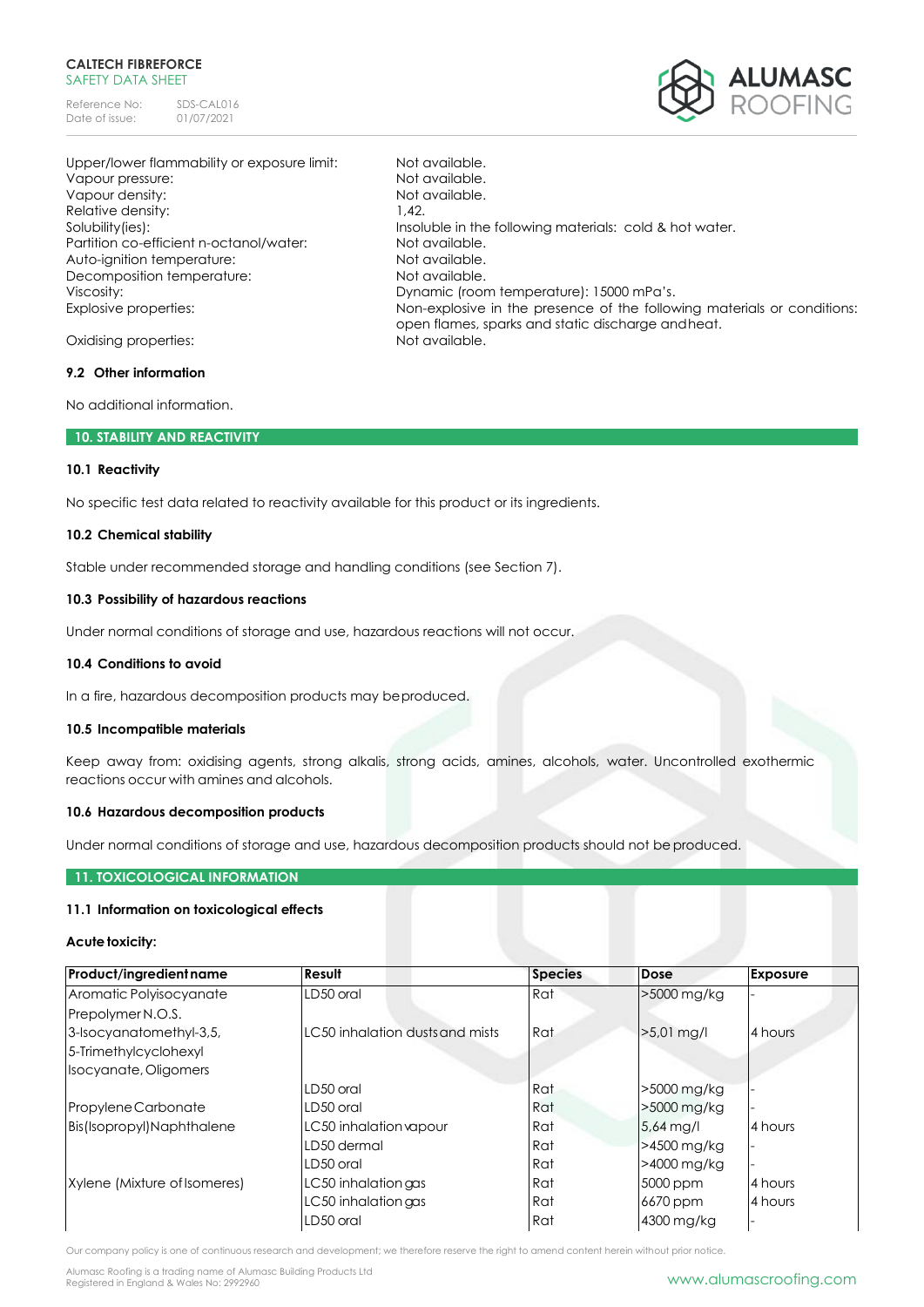| | |
|---|---|
| Upper/lower flammability or exposure limit: | Not available. |
| Vapour pressure: | Not available. |
| Vapour density: | Not available. |
| Relative density: | 1,42. |
| Solubility(ies): | Insoluble in the following materials: cold & hot water. |
| Partition co-efficient n-octanol/water: | Not available. |
| Auto-ignition temperature: | Not available. |
| Decomposition temperature: | Not available. |
| Viscosity: | Dynamic (room temperature): 15000 mPa's. |
| Explosive properties: | Non-explosive in the presence of the following materials or conditions: open flames, sparks and static discharge and heat. |
| Oxidising properties: | Not available. |

### 9.2 Other information

No additional information.

## 10. STABILITY AND REACTIVITY

### 10.1 Reactivity

No specific test data related to reactivity available for this product or its ingredients.

### 10.2 Chemical stability

Stable under recommended storage and handling conditions (see Section 7).

### 10.3 Possibility of hazardous reactions

Under normal conditions of storage and use, hazardous reactions will not occur.

### 10.4 Conditions to avoid

In a fire, hazardous decomposition products may be produced.

### 10.5 Incompatible materials

Keep away from: oxidising agents, strong alkalis, strong acids, amines, alcohols, water. Uncontrolled exothermic reactions occur with amines and alcohols.

### 10.6 Hazardous decomposition products

Under normal conditions of storage and use, hazardous decomposition products should not be produced.

## 11. TOXICOLOGICAL INFORMATION

### 11.1 Information on toxicological effects

**Acute toxicity:**

| Product/ingredient name | Result | Species | Dose | Exposure |
|---|---|---|---|---|
| Aromatic Polyisocyanate Prepolymer N.O.S. | LD50 oral | Rat | >5000 mg/kg | - |
| 3-Isocyanatomethyl-3,5, 5-Trimethylcyclohexyl Isocyanate, Oligomers | LC50 inhalation dusts and mists | Rat | >5,01 mg/l | 4 hours |
| | LD50 oral | Rat | >5000 mg/kg | - |
| Propylene Carbonate | LD50 oral | Rat | >5000 mg/kg | - |
| Bis(Isopropyl)Naphthalene | LC50 inhalation vapour | Rat | 5,64 mg/l | 4 hours |
| | LD50 dermal | Rat | >4500 mg/kg | - |
| | LD50 oral | Rat | >4000 mg/kg | - |
| Xylene (Mixture of Isomeres) | LC50 inhalation gas | Rat | 5000 ppm | 4 hours |
| | LC50 inhalation gas | Rat | 6670 ppm | 4 hours |
| | LD50 oral | Rat | 4300 mg/kg | - |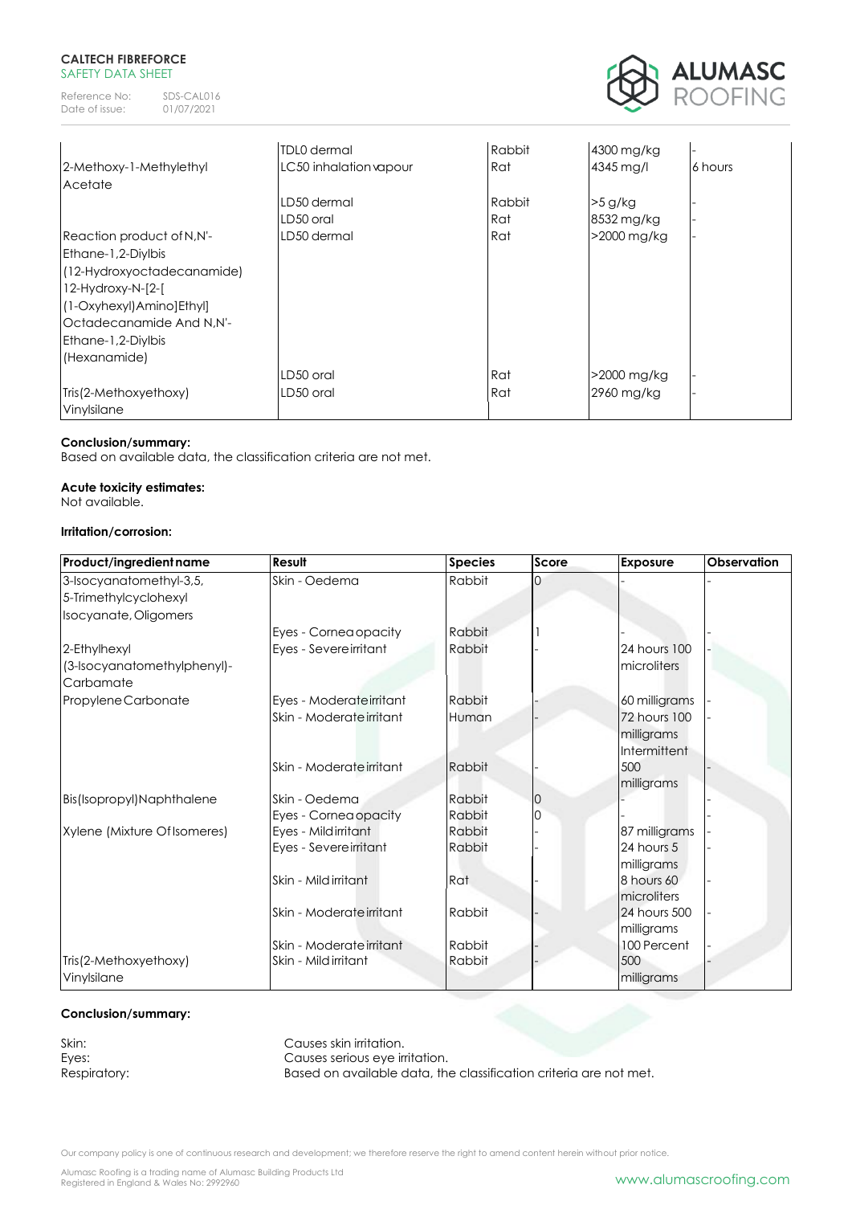| | | | | |
|---|---|---|---|---|
| | TDL0 dermal | Rabbit | 4300 mg/kg | - |
| 2-Methoxy-1-Methylethyl Acetate | LC50 inhalation vapour | Rat | 4345 mg/l | 6 hours |
| | LD50 dermal | Rabbit | >5 g/kg | - |
| | LD50 oral | Rat | 8532 mg/kg | - |
| Reaction product of N,N'-Ethane-1,2-Diylbis (12-Hydroxyoctadecanamide) 12-Hydroxy-N-[2-[(1-Oxyhexyl)Amino]Ethyl] Octadecanamide And N,N'-Ethane-1,2-Diylbis (Hexanamide) | LD50 dermal | Rat | >2000 mg/kg | - |
| | LD50 oral | Rat | >2000 mg/kg | - |
| Tris(2-Methoxyethoxy) Vinylsilane | LD50 oral | Rat | 2960 mg/kg | - |

**Conclusion/summary:**
Based on available data, the classification criteria are not met.

**Acute toxicity estimates:**
Not available.

**Irritation/corrosion:**

| Product/ingredient name | Result | Species | Score | Exposure | Observation |
|---|---|---|---|---|---|
| 3-Isocyanatomethyl-3,5,5-Trimethylcyclohexyl Isocyanate, Oligomers | Skin - Oedema | Rabbit | 0 | - | - |
| | Eyes - Cornea opacity | Rabbit | 1 | - | - |
| 2-Ethylhexyl (3-Isocyanatomethylphenyl)-Carbamate | Eyes - Severe irritant | Rabbit | - | 24 hours 100 microliters | - |
| Propylene Carbonate | Eyes - Moderate irritant | Rabbit | - | 60 milligrams | - |
| | Skin - Moderate irritant | Human | - | 72 hours 100 milligrams Intermittent | - |
| | Skin - Moderate irritant | Rabbit | - | 500 milligrams | - |
| Bis(Isopropyl)Naphthalene | Skin - Oedema | Rabbit | 0 | - | - |
| | Eyes - Cornea opacity | Rabbit | 0 | - | - |
| Xylene (Mixture Of Isomeres) | Eyes - Mild irritant | Rabbit | - | 87 milligrams | - |
| | Eyes - Severe irritant | Rabbit | - | 24 hours 5 milligrams | - |
| | Skin - Mild irritant | Rat | - | 8 hours 60 microliters | - |
| | Skin - Moderate irritant | Rabbit | - | 24 hours 500 milligrams | - |
| | Skin - Moderate irritant | Rabbit | - | 100 Percent | - |
| Tris(2-Methoxyethoxy) Vinylsilane | Skin - Mild irritant | Rabbit | - | 500 milligrams | - |

**Conclusion/summary:**

Skin: Causes skin irritation.
Eyes: Causes serious eye irritation.
Respiratory: Based on available data, the classification criteria are not met.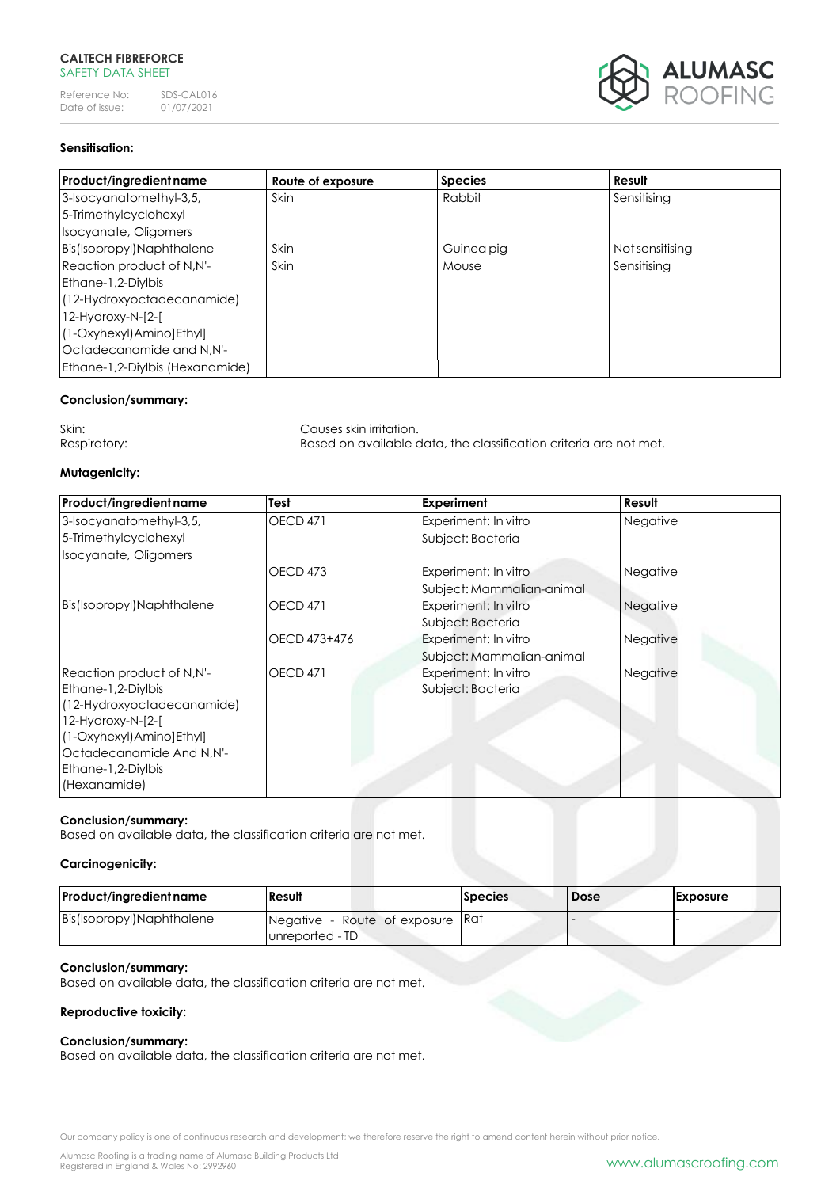### Sensitisation:

| Product/ingredient name | Route of exposure | Species | Result |
|---|---|---|---|
| 3-Isocyanatomethyl-3,5, 5-Trimethylcyclohexyl Isocyanate, Oligomers | Skin | Rabbit | Sensitising |
| Bis(Isopropyl)Naphthalene | Skin | Guinea pig | Not sensitising |
| Reaction product of N,N'-Ethane-1,2-Diylbis (12-Hydroxyoctadecanamide) 12-Hydroxy-N-[2-[ (1-Oxyhexyl)Amino]Ethyl] Octadecanamide and N,N'-Ethane-1,2-Diylbis (Hexanamide) | Skin | Mouse | Sensitising |

### Conclusion/summary:

Skin: Causes skin irritation.
Respiratory: Based on available data, the classification criteria are not met.

### Mutagenicity:

| Product/ingredient name | Test | Experiment | Result |
|---|---|---|---|
| 3-Isocyanatomethyl-3,5, 5-Trimethylcyclohexyl Isocyanate, Oligomers | OECD 471 | Experiment: In vitro Subject: Bacteria | Negative |
| | OECD 473 | Experiment: In vitro Subject: Mammalian-animal | Negative |
| Bis(Isopropyl)Naphthalene | OECD 471 | Experiment: In vitro Subject: Bacteria | Negative |
| | OECD 473+476 | Experiment: In vitro Subject: Mammalian-animal | Negative |
| Reaction product of N,N'-Ethane-1,2-Diylbis (12-Hydroxyoctadecanamide) 12-Hydroxy-N-[2-[ (1-Oxyhexyl)Amino]Ethyl] Octadecanamide And N,N'-Ethane-1,2-Diylbis (Hexanamide) | OECD 471 | Experiment: In vitro Subject: Bacteria | Negative |

### Conclusion/summary:
Based on available data, the classification criteria are not met.

### Carcinogenicity:

| Product/ingredient name | Result | Species | Dose | Exposure |
|---|---|---|---|---|
| Bis(Isopropyl)Naphthalene | Negative - Route of exposure unreported - TD | Rat | - | - |

### Conclusion/summary:
Based on available data, the classification criteria are not met.

### Reproductive toxicity:

### Conclusion/summary:
Based on available data, the classification criteria are not met.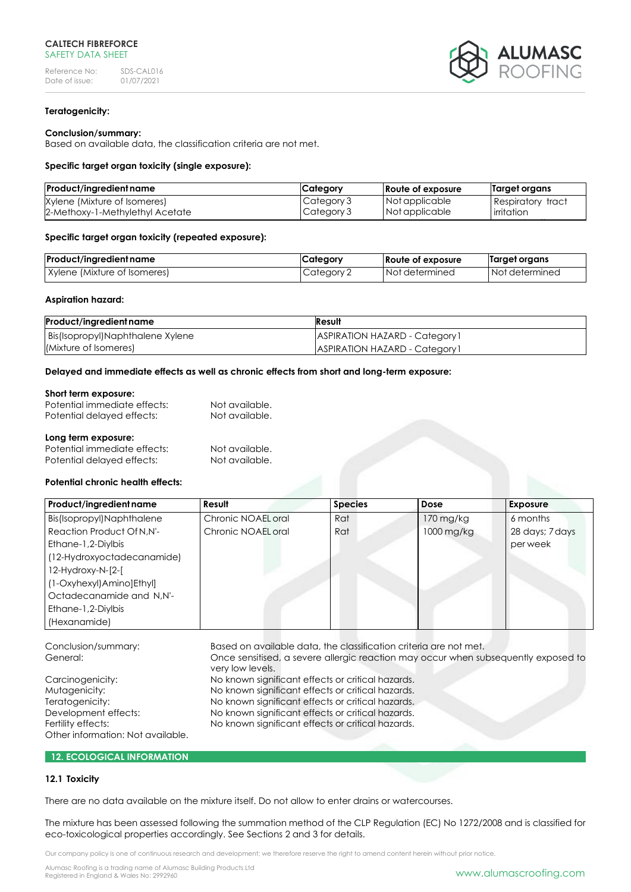**Teratogenicity:**

**Conclusion/summary:**
Based on available data, the classification criteria are not met.

**Specific target organ toxicity (single exposure):**

| Product/ingredient name | Category | Route of exposure | Target organs |
|---|---|---|---|
| Xylene (Mixture of Isomeres) | Category 3 | Not applicable | Respiratory tract irritation |
| 2-Methoxy-1-Methylethyl Acetate | Category 3 | Not applicable | |

**Specific target organ toxicity (repeated exposure):**

| Product/ingredient name | Category | Route of exposure | Target organs |
|---|---|---|---|
| Xylene (Mixture of Isomeres) | Category 2 | Not determined | Not determined |

**Aspiration hazard:**

| Product/ingredient name | Result |
|---|---|
| Bis(Isopropyl)Naphthalene | ASPIRATION HAZARD - Category 1 |
| Xylene (Mixture of Isomeres) | ASPIRATION HAZARD - Category 1 |

**Delayed and immediate effects as well as chronic effects from short and long-term exposure:**

**Short term exposure:**
Potential immediate effects: Not available.
Potential delayed effects: Not available.

**Long term exposure:**
Potential immediate effects: Not available.
Potential delayed effects: Not available.

**Potential chronic health effects:**

| Product/ingredient name | Result | Species | Dose | Exposure |
|---|---|---|---|---|
| Bis(Isopropyl)Naphthalene | Chronic NOAEL oral | Rat | 170 mg/kg | 6 months |
| Reaction Product Of N,N'-Ethane-1,2-Diylbis (12-Hydroxyoctadecanamide) 12-Hydroxy-N-[2-[(1-Oxyhexyl)Amino]Ethyl] Octadecanamide and N,N'-Ethane-1,2-Diylbis (Hexanamide) | Chronic NOAEL oral | Rat | 1000 mg/kg | 28 days; 7 days per week |

Conclusion/summary: Based on available data, the classification criteria are not met.
General: Once sensitised, a severe allergic reaction may occur when subsequently exposed to very low levels.
Carcinogenicity: No known significant effects or critical hazards.
Mutagenicity: No known significant effects or critical hazards.
Teratogenicity: No known significant effects or critical hazards.
Development effects: No known significant effects or critical hazards.
Fertility effects: No known significant effects or critical hazards.
Other information: Not available.

## 12. ECOLOGICAL INFORMATION

### 12.1 Toxicity

There are no data available on the mixture itself. Do not allow to enter drains or watercourses.

The mixture has been assessed following the summation method of the CLP Regulation (EC) No 1272/2008 and is classified for eco-toxicological properties accordingly. See Sections 2 and 3 for details.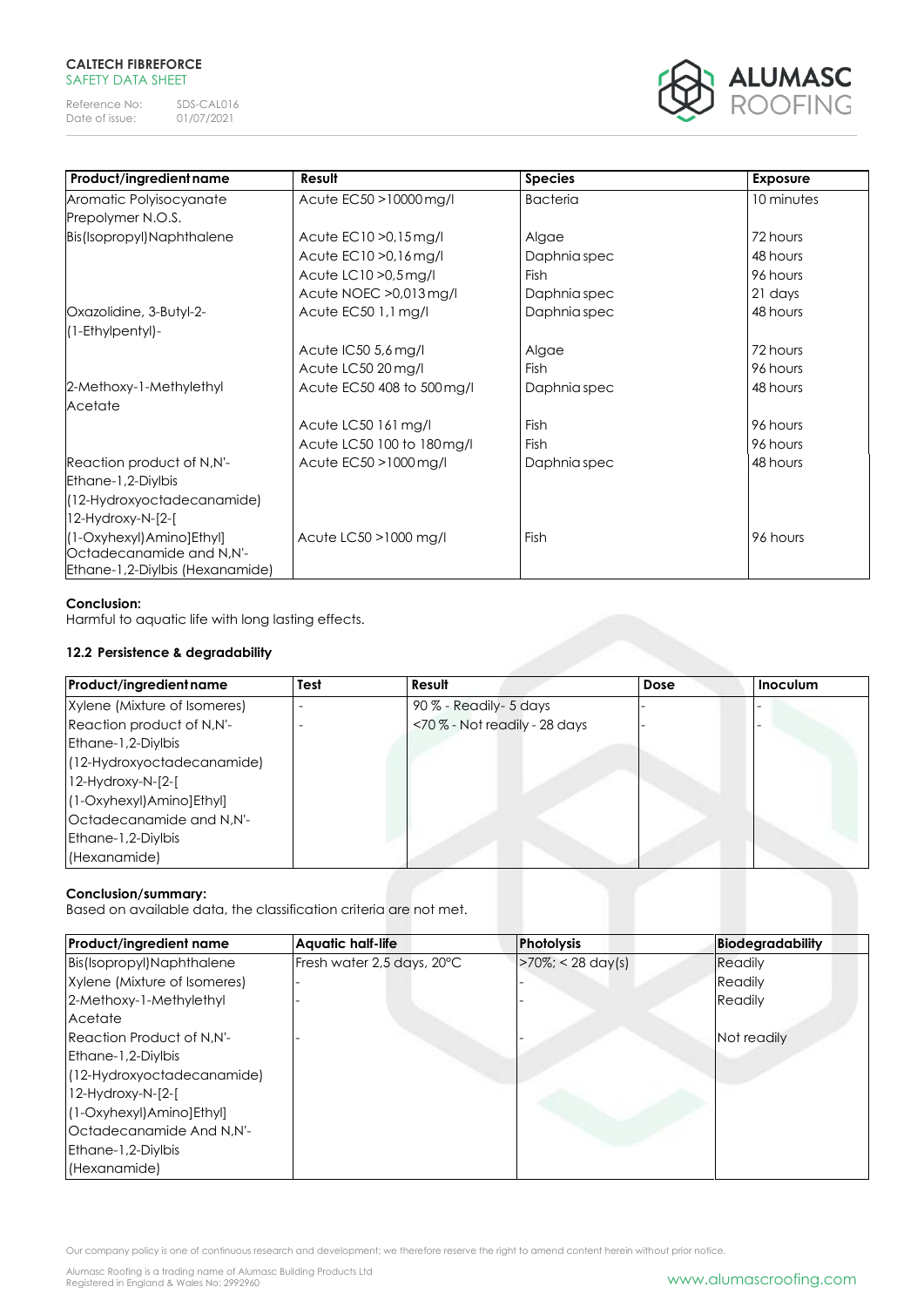| Product/ingredient name | Result | Species | Exposure |
|---|---|---|---|
| Aromatic Polyisocyanate Prepolymer N.O.S. | Acute EC50 >10000 mg/l | Bacteria | 10 minutes |
| Bis(Isopropyl)Naphthalene | Acute EC10 >0,15 mg/l | Algae | 72 hours |
| | Acute EC10 >0,16 mg/l | Daphnia spec | 48 hours |
| | Acute LC10 >0,5 mg/l | Fish | 96 hours |
| | Acute NOEC >0,013 mg/l | Daphnia spec | 21 days |
| Oxazolidine, 3-Butyl-2-(1-Ethylpentyl)- | Acute EC50 1,1 mg/l | Daphnia spec | 48 hours |
| | Acute IC50 5,6 mg/l | Algae | 72 hours |
| | Acute LC50 20 mg/l | Fish | 96 hours |
| 2-Methoxy-1-Methylethyl Acetate | Acute EC50 408 to 500 mg/l | Daphnia spec | 48 hours |
| | Acute LC50 161 mg/l | Fish | 96 hours |
| | Acute LC50 100 to 180 mg/l | Fish | 96 hours |
| Reaction product of N,N'-Ethane-1,2-Diylbis (12-Hydroxyoctadecanamide) 12-Hydroxy-N-[2-[(1-Oxyhexyl)Amino]Ethyl] Octadecanamide and N,N'-Ethane-1,2-Diylbis (Hexanamide) | Acute EC50 >1000 mg/l | Daphnia spec | 48 hours |
| | Acute LC50 >1000 mg/l | Fish | 96 hours |

**Conclusion:**
Harmful to aquatic life with long lasting effects.

### 12.2 Persistence & degradability

| Product/ingredient name | Test | Result | Dose | Inoculum |
|---|---|---|---|---|
| Xylene (Mixture of Isomeres) | - | 90 % - Readily- 5 days | - | - |
| Reaction product of N,N'-Ethane-1,2-Diylbis (12-Hydroxyoctadecanamide) 12-Hydroxy-N-[2-[(1-Oxyhexyl)Amino]Ethyl] Octadecanamide and N,N'-Ethane-1,2-Diylbis (Hexanamide) | - | <70 % - Not readily - 28 days | - | - |

**Conclusion/summary:**
Based on available data, the classification criteria are not met.

| Product/ingredient name | Aquatic half-life | Photolysis | Biodegradability |
|---|---|---|---|
| Bis(Isopropyl)Naphthalene | Fresh water 2,5 days, 20°C | >70%; < 28 day(s) | Readily |
| Xylene (Mixture of Isomeres) | - | - | Readily |
| 2-Methoxy-1-Methylethyl Acetate | - | - | Readily |
| Reaction Product of N,N'-Ethane-1,2-Diylbis (12-Hydroxyoctadecanamide) 12-Hydroxy-N-[2-[(1-Oxyhexyl)Amino]Ethyl] Octadecanamide And N,N'-Ethane-1,2-Diylbis (Hexanamide) | - | - | Not readily |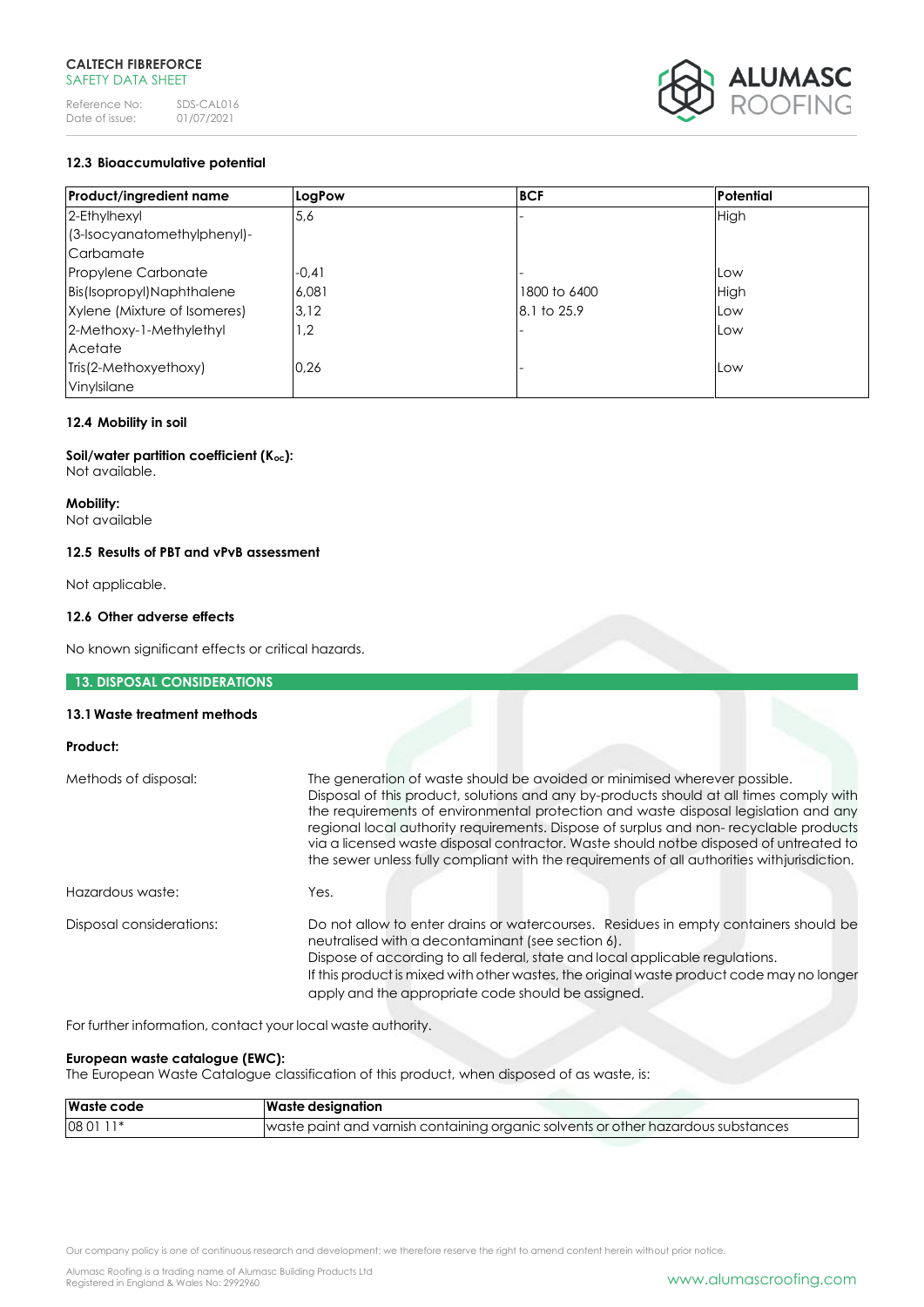### 12.3 Bioaccumulative potential

| Product/ingredient name | LogPow | BCF | Potential |
|---|---|---|---|
| 2-Ethylhexyl (3-Isocyanatomethylphenyl)-Carbamate | 5,6 | - | High |
| Propylene Carbonate | -0,41 | - | Low |
| Bis(Isopropyl)Naphthalene | 6,081 | 1800 to 6400 | High |
| Xylene (Mixture of Isomeres) | 3,12 | 8.1 to 25.9 | Low |
| 2-Methoxy-1-Methylethyl Acetate | 1,2 | - | Low |
| Tris(2-Methoxyethoxy) Vinylsilane | 0,26 | - | Low |

### 12.4 Mobility in soil

**Soil/water partition coefficient ($K_{oc}$):**
Not available.

**Mobility:**
Not available

### 12.5 Results of PBT and vPvB assessment

Not applicable.

### 12.6 Other adverse effects

No known significant effects or critical hazards.

## 13. DISPOSAL CONSIDERATIONS

### 13.1 Waste treatment methods

**Product:**

Methods of disposal: The generation of waste should be avoided or minimised wherever possible. Disposal of this product, solutions and any by-products should at all times comply with the requirements of environmental protection and waste disposal legislation and any regional local authority requirements. Dispose of surplus and non- recyclable products via a licensed waste disposal contractor. Waste should notbe disposed of untreated to the sewer unless fully compliant with the requirements of all authorities withjurisdiction.

Hazardous waste: Yes.

Disposal considerations: Do not allow to enter drains or watercourses. Residues in empty containers should be neutralised with a decontaminant (see section 6).
Dispose of according to all federal, state and local applicable regulations.
If this product is mixed with other wastes, the original waste product code may no longer apply and the appropriate code should be assigned.

For further information, contact your local waste authority.

**European waste catalogue (EWC):**
The European Waste Catalogue classification of this product, when disposed of as waste, is:

| Waste code | Waste designation |
|---|---|
| 08 01 11* | waste paint and varnish containing organic solvents or other hazardous substances |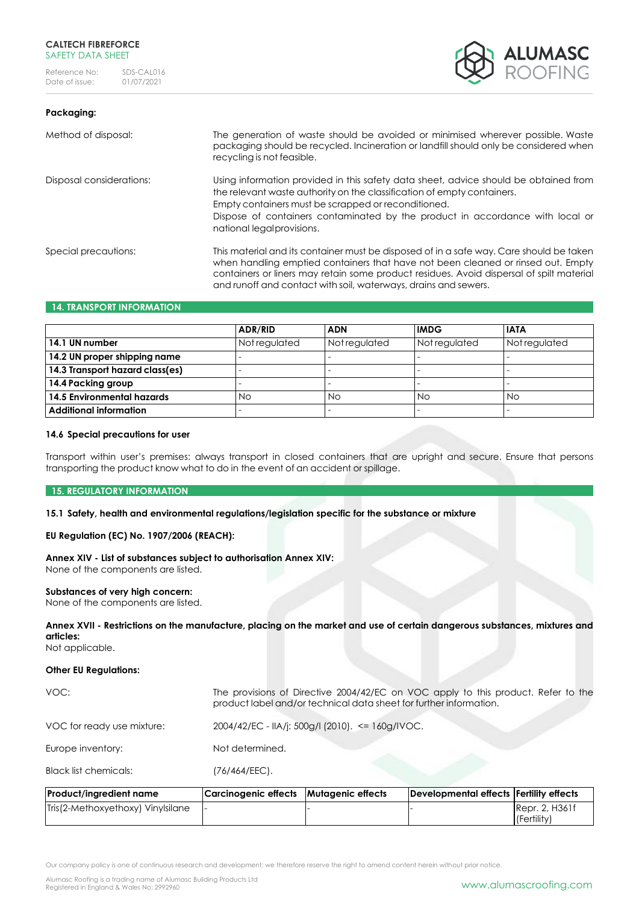**Packaging:**

| | |
|---|---|
| Method of disposal: | The generation of waste should be avoided or minimised wherever possible. Waste packaging should be recycled. Incineration or landfill should only be considered when recycling is not feasible. |
| Disposal considerations: | Using information provided in this safety data sheet, advice should be obtained from the relevant waste authority on the classification of empty containers. Empty containers must be scrapped or reconditioned. Dispose of containers contaminated by the product in accordance with local or national legal provisions. |
| Special precautions: | This material and its container must be disposed of in a safe way. Care should be taken when handling emptied containers that have not been cleaned or rinsed out. Empty containers or liners may retain some product residues. Avoid dispersal of spilt material and runoff and contact with soil, waterways, drains and sewers. |

## 14. TRANSPORT INFORMATION

| | ADR/RID | ADN | IMDG | IATA |
|---|---|---|---|---|
| **14.1 UN number** | Not regulated | Not regulated | Not regulated | Not regulated |
| **14.2 UN proper shipping name** | - | - | - | - |
| **14.3 Transport hazard class(es)** | - | - | - | - |
| **14.4 Packing group** | - | - | - | - |
| **14.5 Environmental hazards** | No | No | No | No |
| **Additional information** | - | - | - | - |

**14.6 Special precautions for user**

Transport within user's premises: always transport in closed containers that are upright and secure. Ensure that persons transporting the product know what to do in the event of an accident or spillage.

## 15. REGULATORY INFORMATION

**15.1 Safety, health and environmental regulations/legislation specific for the substance or mixture**

**EU Regulation (EC) No. 1907/2006 (REACH):**

**Annex XIV - List of substances subject to authorisation Annex XIV:**
None of the components are listed.

**Substances of very high concern:**
None of the components are listed.

**Annex XVII - Restrictions on the manufacture, placing on the market and use of certain dangerous substances, mixtures and articles:**
Not applicable.

**Other EU Regulations:**

| | |
|---|---|
| VOC: | The provisions of Directive 2004/42/EC on VOC apply to this product. Refer to the product label and/or technical data sheet for further information. |
| VOC for ready use mixture: | 2004/42/EC - IIA/j: 500g/l (2010). <= 160g/lVOC. |
| Europe inventory: | Not determined. |
| Black list chemicals: | (76/464/EEC). |

| Product/ingredient name | Carcinogenic effects | Mutagenic effects | Developmental effects | Fertility effects |
|---|---|---|---|---|
| Tris(2-Methoxyethoxy) Vinylsilane | - | - | - | Repr. 2, H361f (Fertility) |

Our company policy is one of continuous research and development; we therefore reserve the right to amend content herein without prior notice.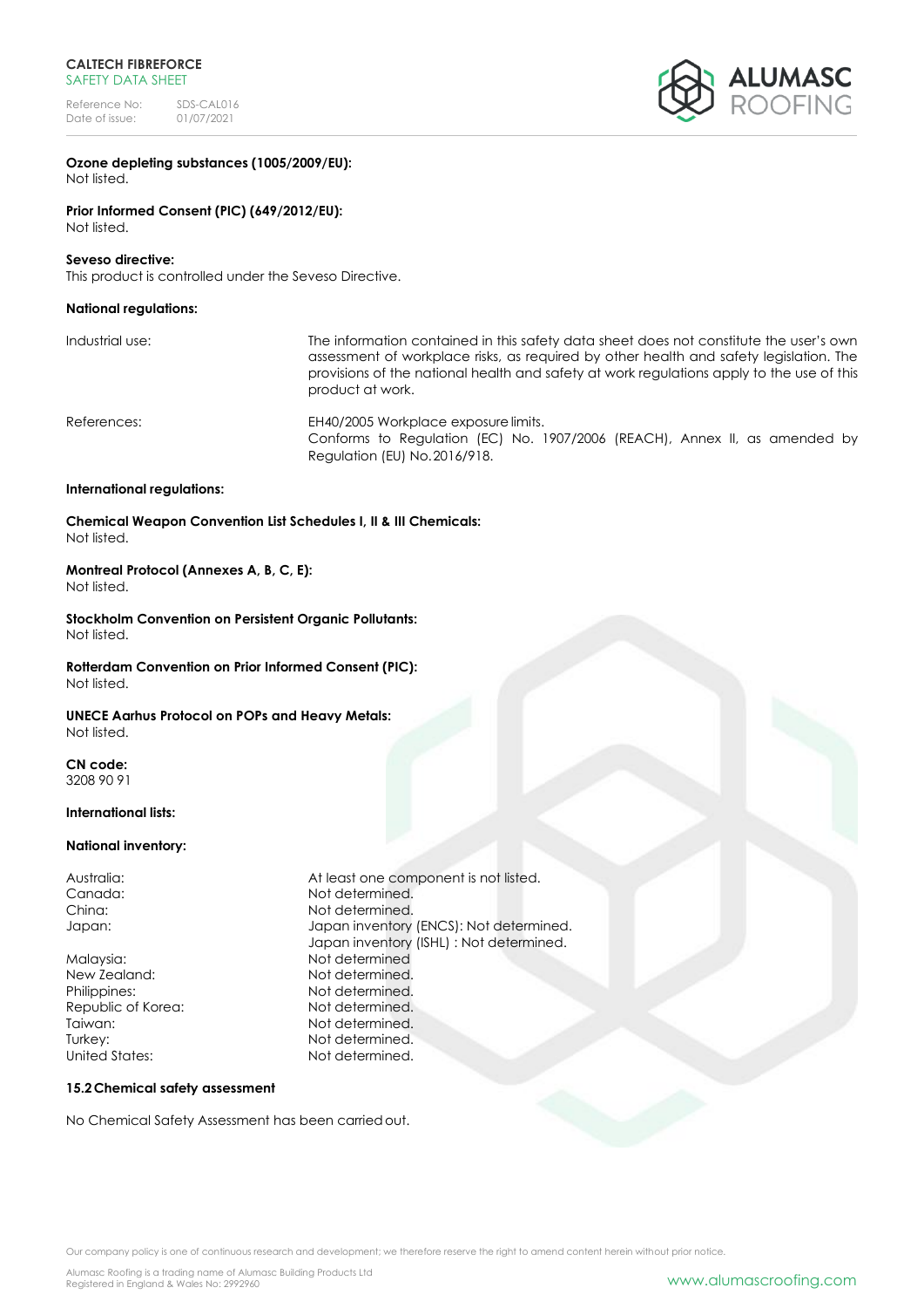**Ozone depleting substances (1005/2009/EU):**
Not listed.

**Prior Informed Consent (PIC) (649/2012/EU):**
Not listed.

**Seveso directive:**
This product is controlled under the Seveso Directive.

**National regulations:**

| | |
|---|---|
| Industrial use: | The information contained in this safety data sheet does not constitute the user's own assessment of workplace risks, as required by other health and safety legislation. The provisions of the national health and safety at work regulations apply to the use of this product at work. |
| References: | EH40/2005 Workplace exposure limits.<br>Conforms to Regulation (EC) No. 1907/2006 (REACH), Annex II, as amended by Regulation (EU) No.2016/918. |

**International regulations:**

**Chemical Weapon Convention List Schedules I, II & III Chemicals:**
Not listed.

**Montreal Protocol (Annexes A, B, C, E):**
Not listed.

**Stockholm Convention on Persistent Organic Pollutants:**
Not listed.

**Rotterdam Convention on Prior Informed Consent (PIC):**
Not listed.

**UNECE Aarhus Protocol on POPs and Heavy Metals:**
Not listed.

**CN code:**
3208 90 91

**International lists:**

**National inventory:**

| | |
|---|---|
| Australia: | At least one component is not listed. |
| Canada: | Not determined. |
| China: | Not determined. |
| Japan: | Japan inventory (ENCS): Not determined.<br>Japan inventory (ISHL) : Not determined. |
| Malaysia: | Not determined |
| New Zealand: | Not determined. |
| Philippines: | Not determined. |
| Republic of Korea: | Not determined. |
| Taiwan: | Not determined. |
| Turkey: | Not determined. |
| United States: | Not determined. |

**15.2 Chemical safety assessment**

No Chemical Safety Assessment has been carried out.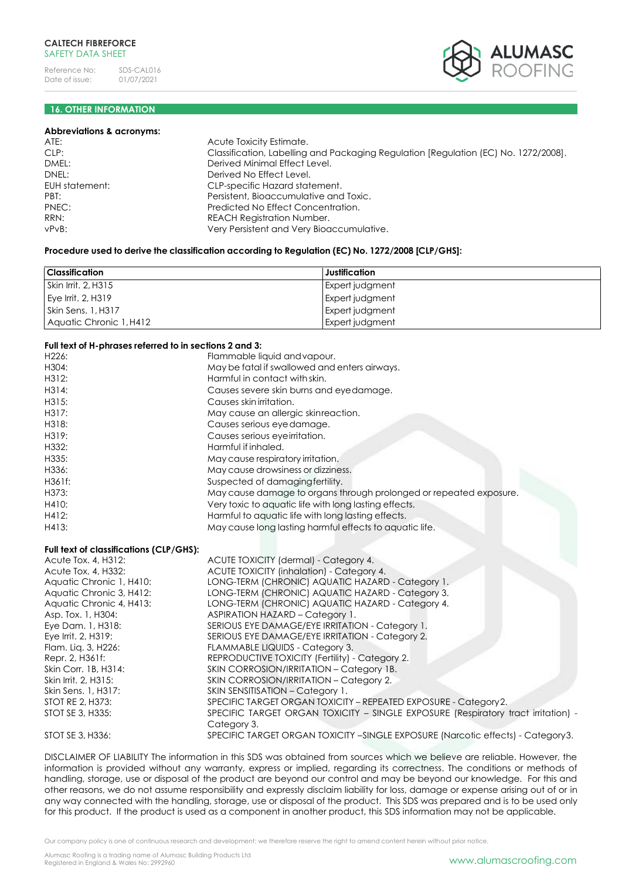## 16. OTHER INFORMATION

**Abbreviations & acronyms:**

ATE: Acute Toxicity Estimate.
CLP: Classification, Labelling and Packaging Regulation [Regulation (EC) No. 1272/2008].
DMEL: Derived Minimal Effect Level.
DNEL: Derived No Effect Level.
EUH statement: CLP-specific Hazard statement.
PBT: Persistent, Bioaccumulative and Toxic.
PNEC: Predicted No Effect Concentration.
RRN: REACH Registration Number.
vPvB: Very Persistent and Very Bioaccumulative.

**Procedure used to derive the classification according to Regulation (EC) No. 1272/2008 [CLP/GHS]:**

| Classification | Justification |
|---|---|
| Skin Irrit. 2, H315 | Expert judgment |
| Eye Irrit. 2, H319 | Expert judgment |
| Skin Sens. 1, H317 | Expert judgment |
| Aquatic Chronic 1, H412 | Expert judgment |

**Full text of H-phrases referred to in sections 2 and 3:**

H226: Flammable liquid and vapour.
H304: May be fatal if swallowed and enters airways.
H312: Harmful in contact with skin.
H314: Causes severe skin burns and eye damage.
H315: Causes skin irritation.
H317: May cause an allergic skin reaction.
H318: Causes serious eye damage.
H319: Causes serious eye irritation.
H332: Harmful if inhaled.
H335: May cause respiratory irritation.
H336: May cause drowsiness or dizziness.
H361f: Suspected of damaging fertility.
H373: May cause damage to organs through prolonged or repeated exposure.
H410: Very toxic to aquatic life with long lasting effects.
H412: Harmful to aquatic life with long lasting effects.
H413: May cause long lasting harmful effects to aquatic life.

**Full text of classifications (CLP/GHS):**

Acute Tox. 4, H312: ACUTE TOXICITY (dermal) - Category 4.
Acute Tox. 4, H332: ACUTE TOXICITY (inhalation) - Category 4.
Aquatic Chronic 1, H410: LONG-TERM (CHRONIC) AQUATIC HAZARD - Category 1.
Aquatic Chronic 3, H412: LONG-TERM (CHRONIC) AQUATIC HAZARD - Category 3.
Aquatic Chronic 4, H413: LONG-TERM (CHRONIC) AQUATIC HAZARD - Category 4.
Asp. Tox. 1, H304: ASPIRATION HAZARD – Category 1.
Eye Dam. 1, H318: SERIOUS EYE DAMAGE/EYE IRRITATION - Category 1.
Eye Irrit. 2, H319: SERIOUS EYE DAMAGE/EYE IRRITATION - Category 2.
Flam. Liq. 3, H226: FLAMMABLE LIQUIDS - Category 3.
Repr. 2, H361f: REPRODUCTIVE TOXICITY (Fertility) - Category 2.
Skin Corr. 1B, H314: SKIN CORROSION/IRRITATION – Category 1B.
Skin Irrit. 2, H315: SKIN CORROSION/IRRITATION – Category 2.
Skin Sens. 1, H317: SKIN SENSITISATION – Category 1.
STOT RE 2, H373: SPECIFIC TARGET ORGAN TOXICITY – REPEATED EXPOSURE - Category 2.
STOT SE 3, H335: SPECIFIC TARGET ORGAN TOXICITY – SINGLE EXPOSURE (Respiratory tract irritation) - Category 3.
STOT SE 3, H336: SPECIFIC TARGET ORGAN TOXICITY –SINGLE EXPOSURE (Narcotic effects) - Category 3.

DISCLAIMER OF LIABILITY The information in this SDS was obtained from sources which we believe are reliable. However, the information is provided without any warranty, express or implied, regarding its correctness. The conditions or methods of handling, storage, use or disposal of the product are beyond our control and may be beyond our knowledge. For this and other reasons, we do not assume responsibility and expressly disclaim liability for loss, damage or expense arising out of or in any way connected with the handling, storage, use or disposal of the product. This SDS was prepared and is to be used only for this product. If the product is used as a component in another product, this SDS information may not be applicable.